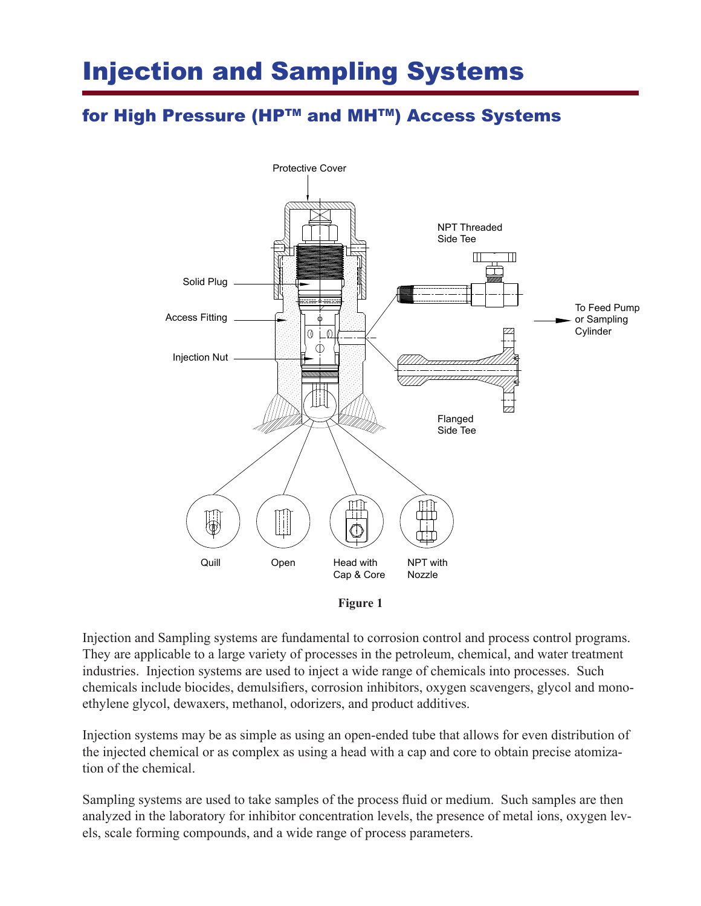# Injection and Sampling Systems

## for High Pressure (HP™ and MH™) Access Systems

Figure 1

Injection and Sampling systems are fundamental to corrosion control and process control programs. They are applicable to a large variety of processes in the petroleum, chemical, and water treatment industries. Injection systems are used to inject a wide range of chemicals into processes. Such chemicals include biocides, demulsifiers, corrosion inhibitors, oxygen scavengers, glycol and mono-ethylene glycol, dewaxers, methanol, odorizers, and product additives.

Injection systems may be as simple as using an open-ended tube that allows for even distribution of the injected chemical or as complex as using a head with a cap and core to obtain precise atomization of the chemical.

Sampling systems are used to take samples of the process fluid or medium. Such samples are then analyzed in the laboratory for inhibitor concentration levels, the presence of metal ions, oxygen levels, scale forming compounds, and a wide range of process parameters.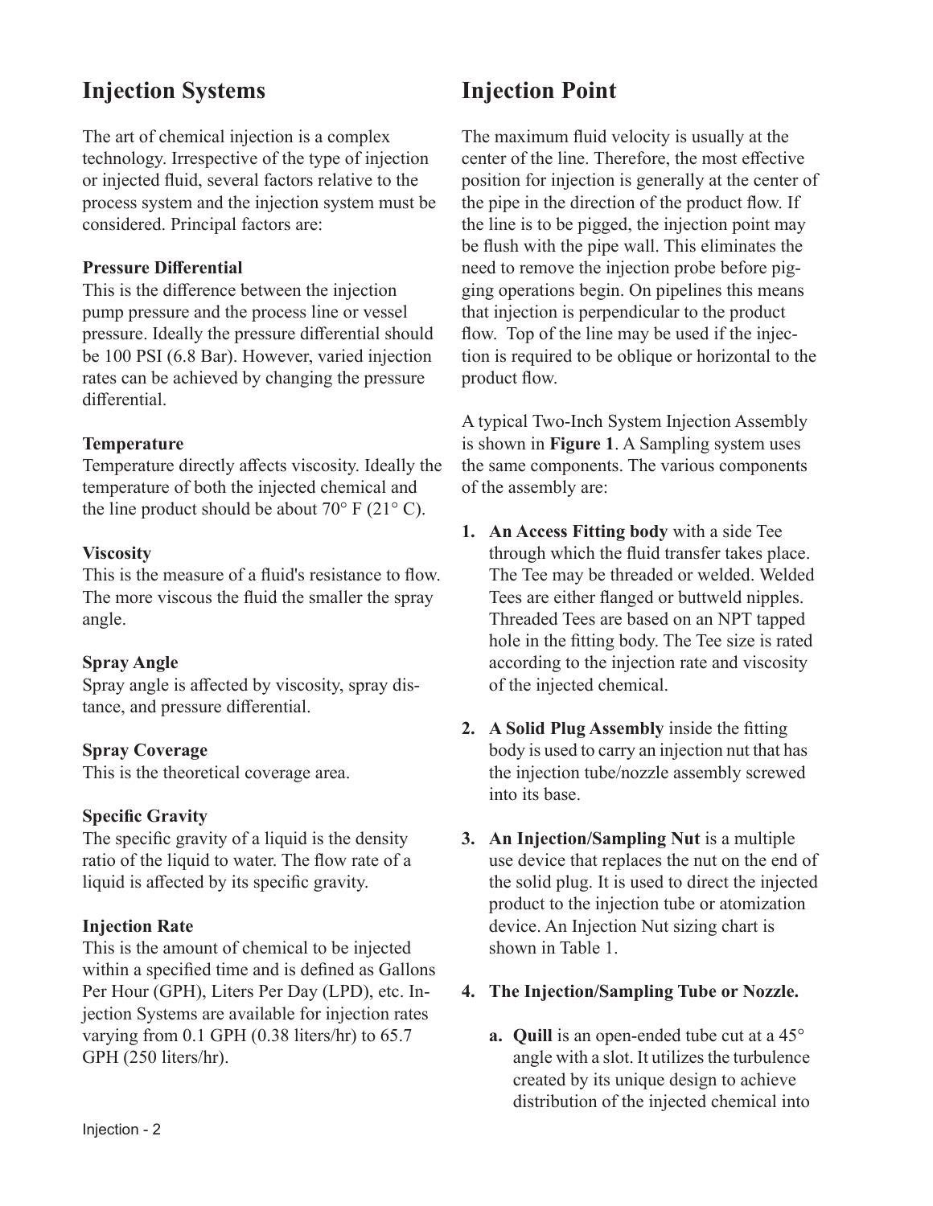## Injection Systems

The art of chemical injection is a complex technology. Irrespective of the type of injection or injected fluid, several factors relative to the process system and the injection system must be considered. Principal factors are:

**Pressure Differential**
This is the difference between the injection pump pressure and the process line or vessel pressure. Ideally the pressure differential should be 100 PSI (6.8 Bar). However, varied injection rates can be achieved by changing the pressure differential.

**Temperature**
Temperature directly affects viscosity. Ideally the temperature of both the injected chemical and the line product should be about 70° F (21° C).

**Viscosity**
This is the measure of a fluid's resistance to flow. The more viscous the fluid the smaller the spray angle.

**Spray Angle**
Spray angle is affected by viscosity, spray distance, and pressure differential.

**Spray Coverage**
This is the theoretical coverage area.

**Specific Gravity**
The specific gravity of a liquid is the density ratio of the liquid to water. The flow rate of a liquid is affected by its specific gravity.

**Injection Rate**
This is the amount of chemical to be injected within a specified time and is defined as Gallons Per Hour (GPH), Liters Per Day (LPD), etc. Injection Systems are available for injection rates varying from 0.1 GPH (0.38 liters/hr) to 65.7 GPH (250 liters/hr).

## Injection Point

The maximum fluid velocity is usually at the center of the line. Therefore, the most effective position for injection is generally at the center of the pipe in the direction of the product flow. If the line is to be pigged, the injection point may be flush with the pipe wall. This eliminates the need to remove the injection probe before pigging operations begin. On pipelines this means that injection is perpendicular to the product flow. Top of the line may be used if the injection is required to be oblique or horizontal to the product flow.

A typical Two-Inch System Injection Assembly is shown in **Figure 1**. A Sampling system uses the same components. The various components of the assembly are:

1. **An Access Fitting body** with a side Tee through which the fluid transfer takes place. The Tee may be threaded or welded. Welded Tees are either flanged or buttweld nipples. Threaded Tees are based on an NPT tapped hole in the fitting body. The Tee size is rated according to the injection rate and viscosity of the injected chemical.

2. **A Solid Plug Assembly** inside the fitting body is used to carry an injection nut that has the injection tube/nozzle assembly screwed into its base.

3. **An Injection/Sampling Nut** is a multiple use device that replaces the nut on the end of the solid plug. It is used to direct the injected product to the injection tube or atomization device. An Injection Nut sizing chart is shown in Table 1.

4. **The Injection/Sampling Tube or Nozzle.**

   a. **Quill** is an open-ended tube cut at a 45° angle with a slot. It utilizes the turbulence created by its unique design to achieve distribution of the injected chemical into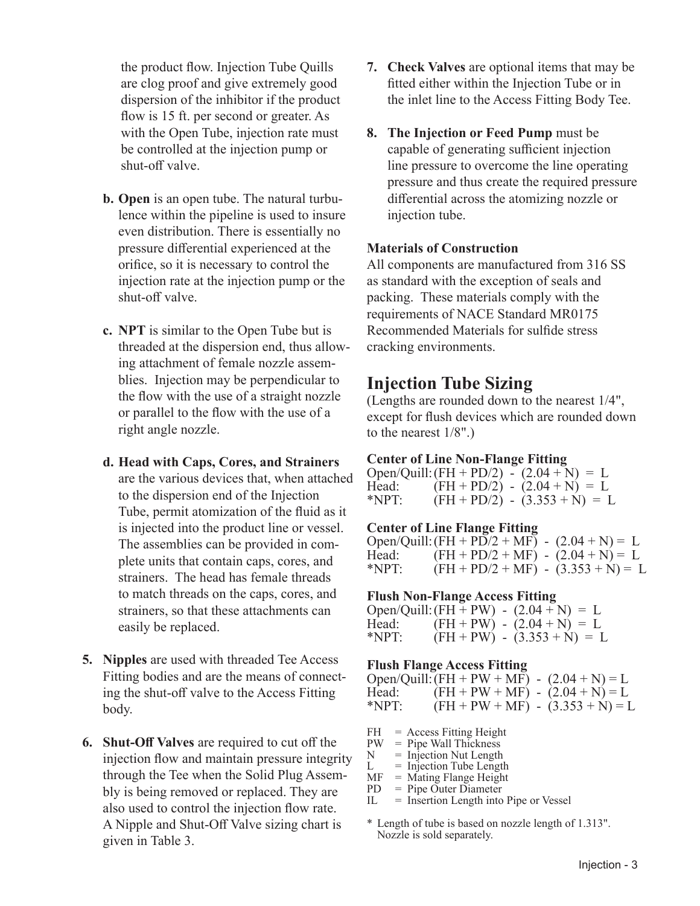the product flow. Injection Tube Quills are clog proof and give extremely good dispersion of the inhibitor if the product flow is 15 ft. per second or greater. As with the Open Tube, injection rate must be controlled at the injection pump or shut-off valve.

b. **Open** is an open tube. The natural turbulence within the pipeline is used to insure even distribution. There is essentially no pressure differential experienced at the orifice, so it is necessary to control the injection rate at the injection pump or the shut-off valve.

c. **NPT** is similar to the Open Tube but is threaded at the dispersion end, thus allowing attachment of female nozzle assemblies. Injection may be perpendicular to the flow with the use of a straight nozzle or parallel to the flow with the use of a right angle nozzle.

d. **Head with Caps, Cores, and Strainers** are the various devices that, when attached to the dispersion end of the Injection Tube, permit atomization of the fluid as it is injected into the product line or vessel. The assemblies can be provided in complete units that contain caps, cores, and strainers. The head has female threads to match threads on the caps, cores, and strainers, so that these attachments can easily be replaced.

5. **Nipples** are used with threaded Tee Access Fitting bodies and are the means of connecting the shut-off valve to the Access Fitting body.

6. **Shut-Off Valves** are required to cut off the injection flow and maintain pressure integrity through the Tee when the Solid Plug Assembly is being removed or replaced. They are also used to control the injection flow rate. A Nipple and Shut-Off Valve sizing chart is given in Table 3.

7. **Check Valves** are optional items that may be fitted either within the Injection Tube or in the inlet line to the Access Fitting Body Tee.

8. **The Injection or Feed Pump** must be capable of generating sufficient injection line pressure to overcome the line operating pressure and thus create the required pressure differential across the atomizing nozzle or injection tube.

**Materials of Construction**

All components are manufactured from 316 SS as standard with the exception of seals and packing. These materials comply with the requirements of NACE Standard MR0175 Recommended Materials for sulfide stress cracking environments.

## Injection Tube Sizing

(Lengths are rounded down to the nearest 1/4", except for flush devices which are rounded down to the nearest 1/8".)

**Center of Line Non-Flange Fitting**

Open/Quill: $(FH + PD/2) - (2.04 + N) = L$
Head: $(FH + PD/2) - (2.04 + N) = L$
*NPT: $(FH + PD/2) - (3.353 + N) = L$

**Center of Line Flange Fitting**

Open/Quill: $(FH + PD/2 + MF) - (2.04 + N) = L$
Head: $(FH + PD/2 + MF) - (2.04 + N) = L$
*NPT: $(FH + PD/2 + MF) - (3.353 + N) = L$

**Flush Non-Flange Access Fitting**

Open/Quill: $(FH + PW) - (2.04 + N) = L$
Head: $(FH + PW) - (2.04 + N) = L$
*NPT: $(FH + PW) - (3.353 + N) = L$

**Flush Flange Access Fitting**

Open/Quill: $(FH + PW + MF) - (2.04 + N) = L$
Head: $(FH + PW + MF) - (2.04 + N) = L$
*NPT: $(FH + PW + MF) - (3.353 + N) = L$

FH = Access Fitting Height
PW = Pipe Wall Thickness
N = Injection Nut Length
L = Injection Tube Length
MF = Mating Flange Height
PD = Pipe Outer Diameter
IL = Insertion Length into Pipe or Vessel

\* Length of tube is based on nozzle length of 1.313". Nozzle is sold separately.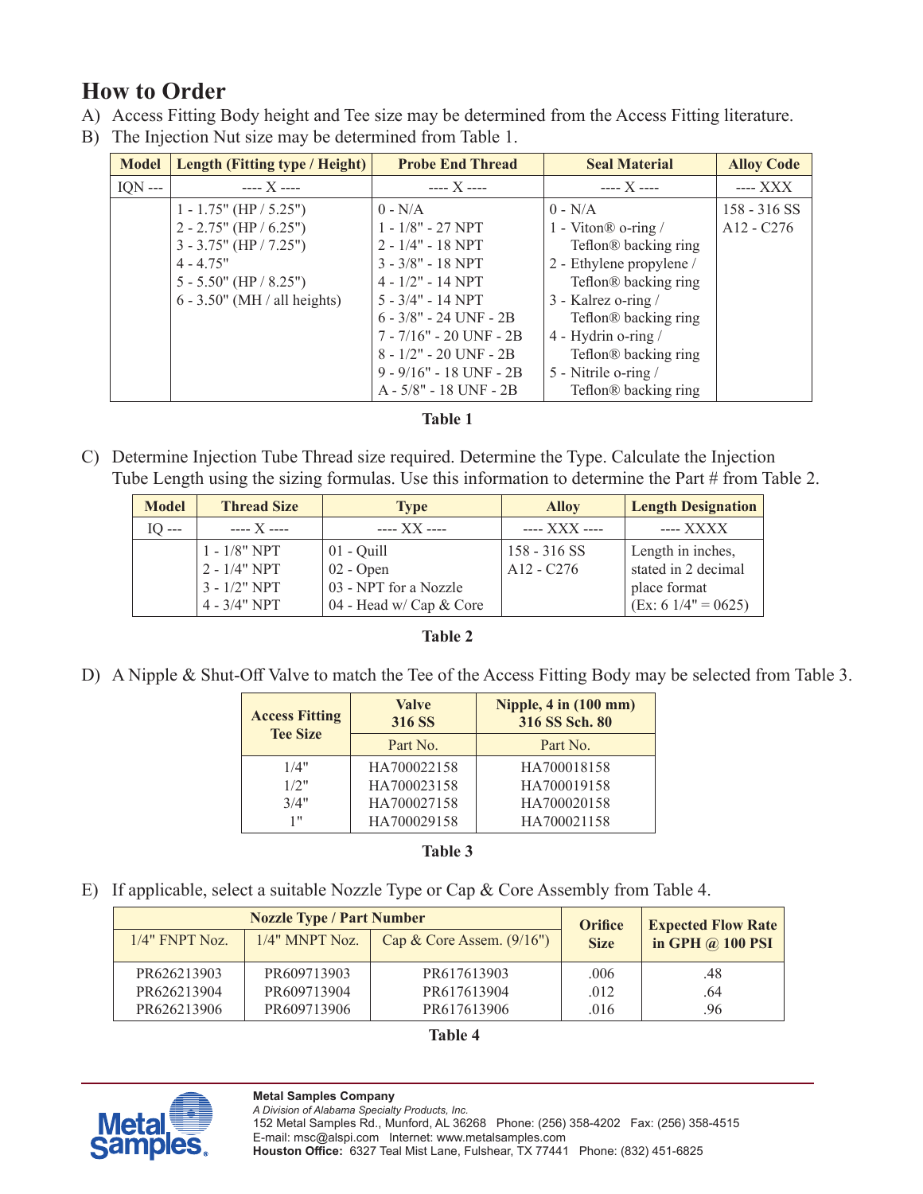## How to Order

A) Access Fitting Body height and Tee size may be determined from the Access Fitting literature.
B) The Injection Nut size may be determined from Table 1.

| Model | Length (Fitting type / Height) | Probe End Thread | Seal Material | Alloy Code |
|---|---|---|---|---|
| IQN --- | ---- X ---- | ---- X ---- | ---- X ---- | ---- XXX |
| | 1 - 1.75" (HP / 5.25")<br>2 - 2.75" (HP / 6.25")<br>3 - 3.75" (HP / 7.25")<br>4 - 4.75"<br>5 - 5.50" (HP / 8.25")<br>6 - 3.50" (MH / all heights) | 0 - N/A<br>1 - 1/8" - 27 NPT<br>2 - 1/4" - 18 NPT<br>3 - 3/8" - 18 NPT<br>4 - 1/2" - 14 NPT<br>5 - 3/4" - 14 NPT<br>6 - 3/8" - 24 UNF - 2B<br>7 - 7/16" - 20 UNF - 2B<br>8 - 1/2" - 20 UNF - 2B<br>9 - 9/16" - 18 UNF - 2B<br>A - 5/8" - 18 UNF - 2B | 0 - N/A<br>1 - Viton® o-ring / Teflon® backing ring<br>2 - Ethylene propylene / Teflon® backing ring<br>3 - Kalrez o-ring / Teflon® backing ring<br>4 - Hydrin o-ring / Teflon® backing ring<br>5 - Nitrile o-ring / Teflon® backing ring | 158 - 316 SS<br>A12 - C276 |

**Table 1**

C) Determine Injection Tube Thread size required. Determine the Type. Calculate the Injection Tube Length using the sizing formulas. Use this information to determine the Part # from Table 2.

| Model | Thread Size | Type | Alloy | Length Designation |
|---|---|---|---|---|
| IQ --- | ---- X ---- | ---- XX ---- | ---- XXX ---- | ---- XXXX |
| | 1 - 1/8" NPT<br>2 - 1/4" NPT<br>3 - 1/2" NPT<br>4 - 3/4" NPT | 01 - Quill<br>02 - Open<br>03 - NPT for a Nozzle<br>04 - Head w/ Cap & Core | 158 - 316 SS<br>A12 - C276 | Length in inches, stated in 2 decimal place format (Ex: 6 1/4" = 0625) |

**Table 2**

D) A Nipple & Shut-Off Valve to match the Tee of the Access Fitting Body may be selected from Table 3.

| Access Fitting Tee Size | Valve 316 SS | Nipple, 4 in (100 mm) 316 SS Sch. 80 |
|---|---|---|
| | Part No. | Part No. |
| 1/4" | HA700022158 | HA700018158 |
| 1/2" | HA700023158 | HA700019158 |
| 3/4" | HA700027158 | HA700020158 |
| 1" | HA700029158 | HA700021158 |

**Table 3**

E) If applicable, select a suitable Nozzle Type or Cap & Core Assembly from Table 4.

| Nozzle Type / Part Number | | | Orifice Size | Expected Flow Rate in GPH @ 100 PSI |
|---|---|---|---|---|
| 1/4" FNPT Noz. | 1/4" MNPT Noz. | Cap & Core Assem. (9/16") | | |
| PR626213903 | PR609713903 | PR617613903 | .006 | .48 |
| PR626213904 | PR609713904 | PR617613904 | .012 | .64 |
| PR626213906 | PR609713906 | PR617613906 | .016 | .96 |

**Table 4**

**Metal Samples Company**
*A Division of Alabama Specialty Products, Inc.*
152 Metal Samples Rd., Munford, AL 36268 Phone: (256) 358-4202 Fax: (256) 358-4515
E-mail: msc@alspi.com Internet: www.metalsamples.com
**Houston Office:** 6327 Teal Mist Lane, Fulshear, TX 77441 Phone: (832) 451-6825